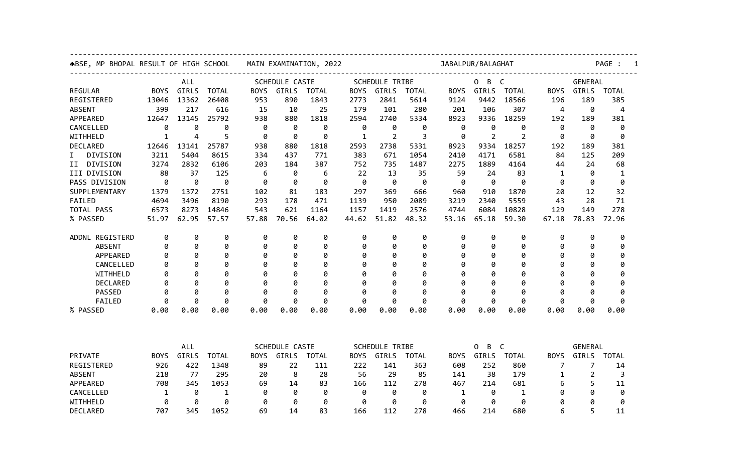BSE, MP BHOPAL RESULT OF HIGH SCHOOL MAIN EXAMINATION, 2022 JABALPUR/BALAGHAT

| | ALL | | | SCHEDULE CASTE | | | SCHEDULE TRIBE | | | O B C | | | GENERAL | | |
|---|---|---|---|---|---|---|---|---|---|---|---|---|---|---|---|
| REGULAR | BOYS | GIRLS | TOTAL | BOYS | GIRLS | TOTAL | BOYS | GIRLS | TOTAL | BOYS | GIRLS | TOTAL | BOYS | GIRLS | TOTAL |
| REGISTERED | 13046 | 13362 | 26408 | 953 | 890 | 1843 | 2773 | 2841 | 5614 | 9124 | 9442 | 18566 | 196 | 189 | 385 |
| ABSENT | 399 | 217 | 616 | 15 | 10 | 25 | 179 | 101 | 280 | 201 | 106 | 307 | 4 | 0 | 4 |
| APPEARED | 12647 | 13145 | 25792 | 938 | 880 | 1818 | 2594 | 2740 | 5334 | 8923 | 9336 | 18259 | 192 | 189 | 381 |
| CANCELLED | 0 | 0 | 0 | 0 | 0 | 0 | 0 | 0 | 0 | 0 | 0 | 0 | 0 | 0 | 0 |
| WITHHELD | 1 | 4 | 5 | 0 | 0 | 0 | 1 | 2 | 3 | 0 | 2 | 2 | 0 | 0 | 0 |
| DECLARED | 12646 | 13141 | 25787 | 938 | 880 | 1818 | 2593 | 2738 | 5331 | 8923 | 9334 | 18257 | 192 | 189 | 381 |
| I DIVISION | 3211 | 5404 | 8615 | 334 | 437 | 771 | 383 | 671 | 1054 | 2410 | 4171 | 6581 | 84 | 125 | 209 |
| II DIVISION | 3274 | 2832 | 6106 | 203 | 184 | 387 | 752 | 735 | 1487 | 2275 | 1889 | 4164 | 44 | 24 | 68 |
| III DIVISION | 88 | 37 | 125 | 6 | 0 | 6 | 22 | 13 | 35 | 59 | 24 | 83 | 1 | 0 | 1 |
| PASS DIVISION | 0 | 0 | 0 | 0 | 0 | 0 | 0 | 0 | 0 | 0 | 0 | 0 | 0 | 0 | 0 |
| SUPPLEMENTARY | 1379 | 1372 | 2751 | 102 | 81 | 183 | 297 | 369 | 666 | 960 | 910 | 1870 | 20 | 12 | 32 |
| FAILED | 4694 | 3496 | 8190 | 293 | 178 | 471 | 1139 | 950 | 2089 | 3219 | 2340 | 5559 | 43 | 28 | 71 |
| TOTAL PASS | 6573 | 8273 | 14846 | 543 | 621 | 1164 | 1157 | 1419 | 2576 | 4744 | 6084 | 10828 | 129 | 149 | 278 |
| % PASSED | 51.97 | 62.95 | 57.57 | 57.88 | 70.56 | 64.02 | 44.62 | 51.82 | 48.32 | 53.16 | 65.18 | 59.30 | 67.18 | 78.83 | 72.96 |
| ADDNL REGISTERD | 0 | 0 | 0 | 0 | 0 | 0 | 0 | 0 | 0 | 0 | 0 | 0 | 0 | 0 | 0 |
| ABSENT | 0 | 0 | 0 | 0 | 0 | 0 | 0 | 0 | 0 | 0 | 0 | 0 | 0 | 0 | 0 |
| APPEARED | 0 | 0 | 0 | 0 | 0 | 0 | 0 | 0 | 0 | 0 | 0 | 0 | 0 | 0 | 0 |
| CANCELLED | 0 | 0 | 0 | 0 | 0 | 0 | 0 | 0 | 0 | 0 | 0 | 0 | 0 | 0 | 0 |
| WITHHELD | 0 | 0 | 0 | 0 | 0 | 0 | 0 | 0 | 0 | 0 | 0 | 0 | 0 | 0 | 0 |
| DECLARED | 0 | 0 | 0 | 0 | 0 | 0 | 0 | 0 | 0 | 0 | 0 | 0 | 0 | 0 | 0 |
| PASSED | 0 | 0 | 0 | 0 | 0 | 0 | 0 | 0 | 0 | 0 | 0 | 0 | 0 | 0 | 0 |
| FAILED | 0 | 0 | 0 | 0 | 0 | 0 | 0 | 0 | 0 | 0 | 0 | 0 | 0 | 0 | 0 |
| % PASSED | 0.00 | 0.00 | 0.00 | 0.00 | 0.00 | 0.00 | 0.00 | 0.00 | 0.00 | 0.00 | 0.00 | 0.00 | 0.00 | 0.00 | 0.00 |

| | ALL | | | SCHEDULE CASTE | | | SCHEDULE TRIBE | | | O B C | | | GENERAL | | |
|---|---|---|---|---|---|---|---|---|---|---|---|---|---|---|---|
| PRIVATE | BOYS | GIRLS | TOTAL | BOYS | GIRLS | TOTAL | BOYS | GIRLS | TOTAL | BOYS | GIRLS | TOTAL | BOYS | GIRLS | TOTAL |
| REGISTERED | 926 | 422 | 1348 | 89 | 22 | 111 | 222 | 141 | 363 | 608 | 252 | 860 | 7 | 7 | 14 |
| ABSENT | 218 | 77 | 295 | 20 | 8 | 28 | 56 | 29 | 85 | 141 | 38 | 179 | 1 | 2 | 3 |
| APPEARED | 708 | 345 | 1053 | 69 | 14 | 83 | 166 | 112 | 278 | 467 | 214 | 681 | 6 | 5 | 11 |
| CANCELLED | 1 | 0 | 1 | 0 | 0 | 0 | 0 | 0 | 0 | 1 | 0 | 1 | 0 | 0 | 0 |
| WITHHELD | 0 | 0 | 0 | 0 | 0 | 0 | 0 | 0 | 0 | 0 | 0 | 0 | 0 | 0 | 0 |
| DECLARED | 707 | 345 | 1052 | 69 | 14 | 83 | 166 | 112 | 278 | 466 | 214 | 680 | 6 | 5 | 11 |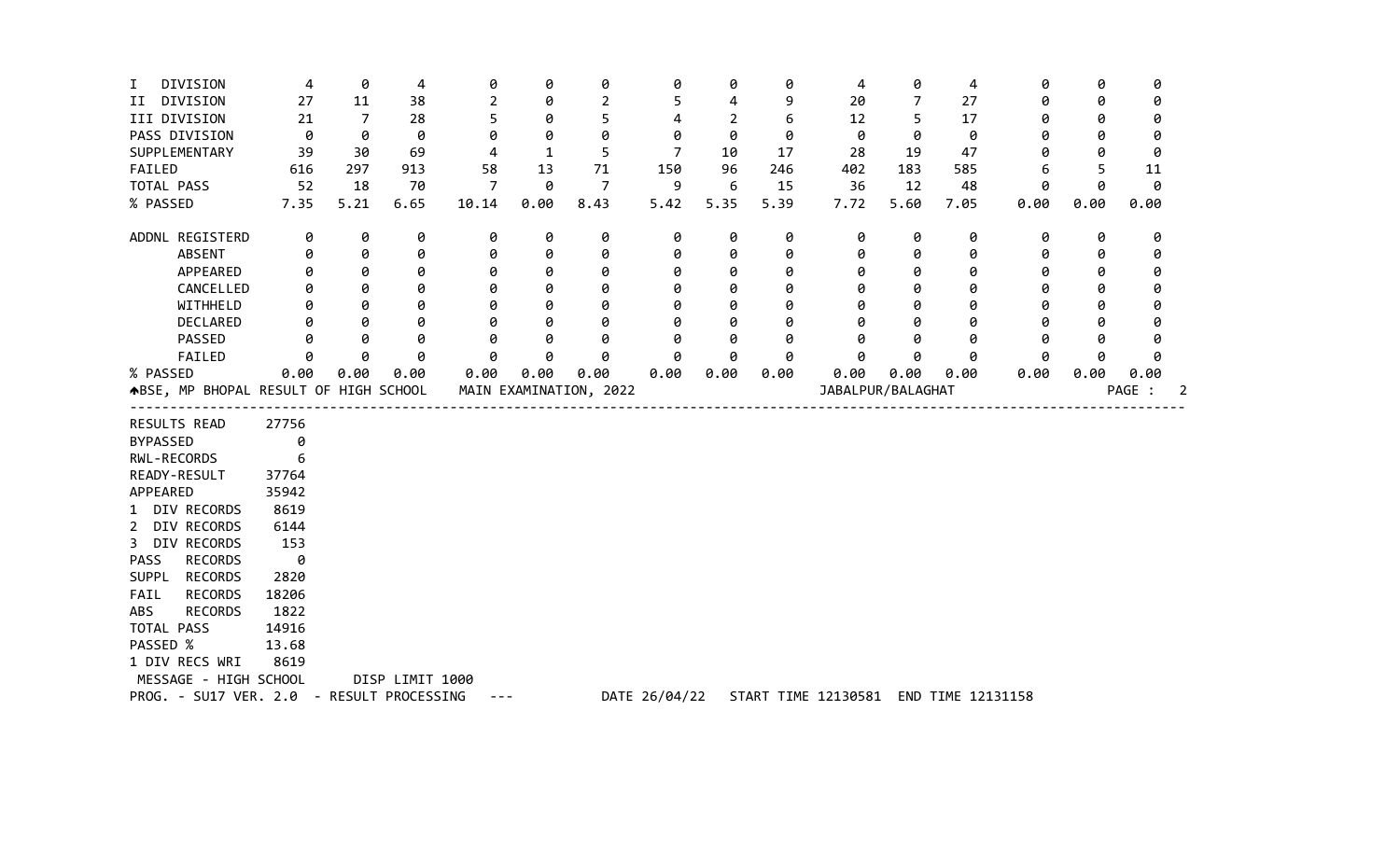| | | | | | | | | | | | | | | | |
|---|---|---|---|---|---|---|---|---|---|---|---|---|---|---|---|
| I DIVISION | 4 | 0 | 4 | 0 | 0 | 0 | 0 | 0 | 0 | 4 | 0 | 4 | 0 | 0 | 0 |
| II DIVISION | 27 | 11 | 38 | 2 | 0 | 2 | 5 | 4 | 9 | 20 | 7 | 27 | 0 | 0 | 0 |
| III DIVISION | 21 | 7 | 28 | 5 | 0 | 5 | 4 | 2 | 6 | 12 | 5 | 17 | 0 | 0 | 0 |
| PASS DIVISION | 0 | 0 | 0 | 0 | 0 | 0 | 0 | 0 | 0 | 0 | 0 | 0 | 0 | 0 | 0 |
| SUPPLEMENTARY | 39 | 30 | 69 | 4 | 1 | 5 | 7 | 10 | 17 | 28 | 19 | 47 | 0 | 0 | 0 |
| FAILED | 616 | 297 | 913 | 58 | 13 | 71 | 150 | 96 | 246 | 402 | 183 | 585 | 6 | 5 | 11 |
| TOTAL PASS | 52 | 18 | 70 | 7 | 0 | 7 | 9 | 6 | 15 | 36 | 12 | 48 | 0 | 0 | 0 |
| % PASSED | 7.35 | 5.21 | 6.65 | 10.14 | 0.00 | 8.43 | 5.42 | 5.35 | 5.39 | 7.72 | 5.60 | 7.05 | 0.00 | 0.00 | 0.00 |
| ADDNL REGISTERD | 0 | 0 | 0 | 0 | 0 | 0 | 0 | 0 | 0 | 0 | 0 | 0 | 0 | 0 | 0 |
| ABSENT | 0 | 0 | 0 | 0 | 0 | 0 | 0 | 0 | 0 | 0 | 0 | 0 | 0 | 0 | 0 |
| APPEARED | 0 | 0 | 0 | 0 | 0 | 0 | 0 | 0 | 0 | 0 | 0 | 0 | 0 | 0 | 0 |
| CANCELLED | 0 | 0 | 0 | 0 | 0 | 0 | 0 | 0 | 0 | 0 | 0 | 0 | 0 | 0 | 0 |
| WITHHELD | 0 | 0 | 0 | 0 | 0 | 0 | 0 | 0 | 0 | 0 | 0 | 0 | 0 | 0 | 0 |
| DECLARED | 0 | 0 | 0 | 0 | 0 | 0 | 0 | 0 | 0 | 0 | 0 | 0 | 0 | 0 | 0 |
| PASSED | 0 | 0 | 0 | 0 | 0 | 0 | 0 | 0 | 0 | 0 | 0 | 0 | 0 | 0 | 0 |
| FAILED | 0 | 0 | 0 | 0 | 0 | 0 | 0 | 0 | 0 | 0 | 0 | 0 | 0 | 0 | 0 |
| % PASSED | 0.00 | 0.00 | 0.00 | 0.00 | 0.00 | 0.00 | 0.00 | 0.00 | 0.00 | 0.00 | 0.00 | 0.00 | 0.00 | 0.00 | 0.00 |

BSE, MP BHOPAL RESULT OF HIGH SCHOOL MAIN EXAMINATION, 2022 JABALPUR/BALAGHAT

| | |
|---|---|
| RESULTS READ | 27756 |
| BYPASSED | 0 |
| RWL-RECORDS | 6 |
| READY-RESULT | 37764 |
| APPEARED | 35942 |
| 1 DIV RECORDS | 8619 |
| 2 DIV RECORDS | 6144 |
| 3 DIV RECORDS | 153 |
| PASS RECORDS | 0 |
| SUPPL RECORDS | 2820 |
| FAIL RECORDS | 18206 |
| ABS RECORDS | 1822 |
| TOTAL PASS | 14916 |
| PASSED % | 13.68 |
| 1 DIV RECS WRI | 8619 |

MESSAGE - HIGH SCHOOL DISP LIMIT 1000

PROG. - SU17 VER. 2.0 - RESULT PROCESSING --- DATE 26/04/22 START TIME 12130581 END TIME 12131158